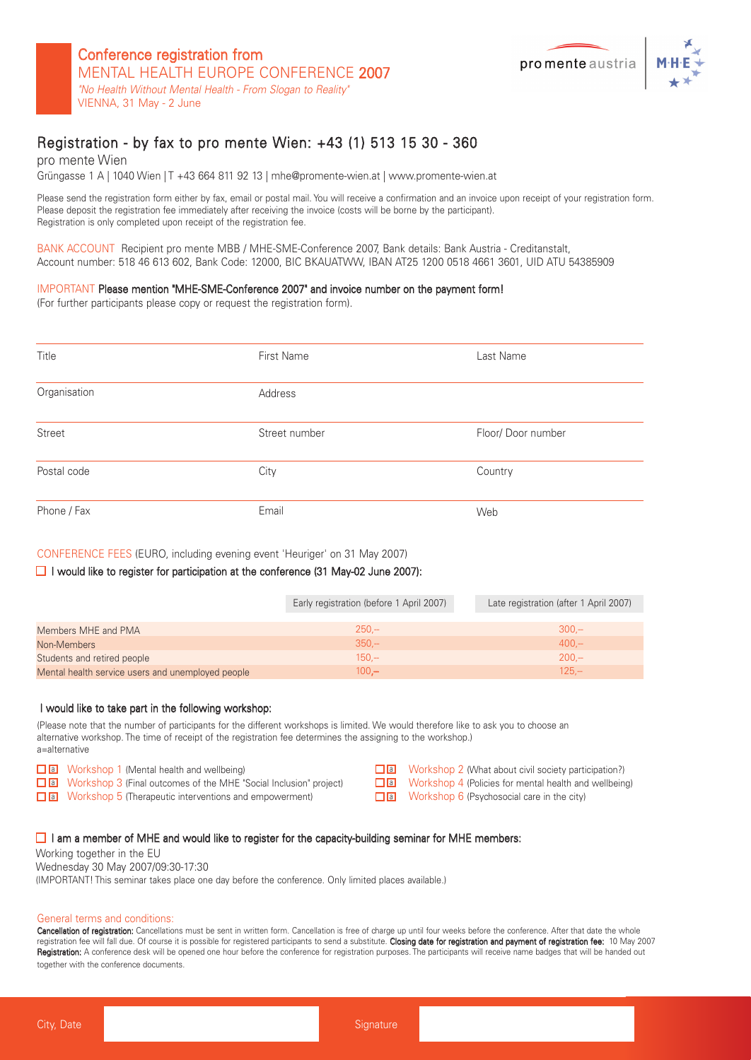# Conference registration from

MENTAL HEALTH EUROPE CONFERENCE 2007

*"No Health Without Mental Health - From Slogan to Reality"*

VIENNA, 31 May - 2 June

pro mente austria | M·H·E

## Registration - by fax to pro mente Wien: +43 (1) 513 15 30 - 360

pro mente Wien

Grüngasse 1 A | 1040 Wien | T +43 664 811 92 13 | mhe@promente-wien.at | www.promente-wien.at

Please send the registration form either by fax, email or postal mail. You will receive a confirmation and an invoice upon receipt of your registration form. Please deposit the registration fee immediately after receiving the invoice (costs will be borne by the participant). Registration is only completed upon receipt of the registration fee.

BANK ACCOUNT Recipient pro mente MBB / MHE-SME-Conference 2007, Bank details: Bank Austria - Creditanstalt, Account number: 518 46 613 602, Bank Code: 12000, BIC BKAUATWW, IBAN AT25 1200 0518 4661 3601, UID ATU 54385909

IMPORTANT **Please mention "MHE-SME-Conference 2007" and invoice number on the payment form!**
(For further participants please copy or request the registration form).

| Title | First Name | Last Name |
|---|---|---|
| Organisation | Address | |
| Street | Street number | Floor/ Door number |
| Postal code | City | Country |
| Phone / Fax | Email | Web |

CONFERENCE FEES (EURO, including evening event 'Heuriger' on 31 May 2007)

☐ **I would like to register for participation at the conference (31 May-02 June 2007):**

| | Early registration (before 1 April 2007) | Late registration (after 1 April 2007) |
|---|---|---|
| Members MHE and PMA | 250,– | 300,– |
| Non-Members | 350,– | 400,– |
| Students and retired people | 150,– | 200,– |
| Mental health service users and unemployed people | 100,– | 125,– |

**I would like to take part in the following workshop:**

(Please note that the number of participants for the different workshops is limited. We would therefore like to ask you to choose an alternative workshop. The time of receipt of the registration fee determines the assigning to the workshop.)
a=alternative

- ☐ a Workshop 1 (Mental health and wellbeing)
- ☐ a Workshop 3 (Final outcomes of the MHE "Social Inclusion" project)
- ☐ a Workshop 5 (Therapeutic interventions and empowerment)
- ☐ a Workshop 2 (What about civil society participation?)
- ☐ a Workshop 4 (Policies for mental health and wellbeing)
- ☐ a Workshop 6 (Psychosocial care in the city)

☐ **I am a member of MHE and would like to register for the capacity-building seminar for MHE members:**

Working together in the EU
Wednesday 30 May 2007/09:30-17:30
(IMPORTANT! This seminar takes place one day before the conference. Only limited places available.)

General terms and conditions:

**Cancellation of registration:** Cancellations must be sent in written form. Cancellation is free of charge up until four weeks before the conference. After that date the whole registration fee will fall due. Of course it is possible for registered participants to send a substitute. **Closing date for registration and payment of registration fee:** 10 May 2007
**Registration:** A conference desk will be opened one hour before the conference for registration purposes. The participants will receive name badges that will be handed out together with the conference documents.

City, Date | Signature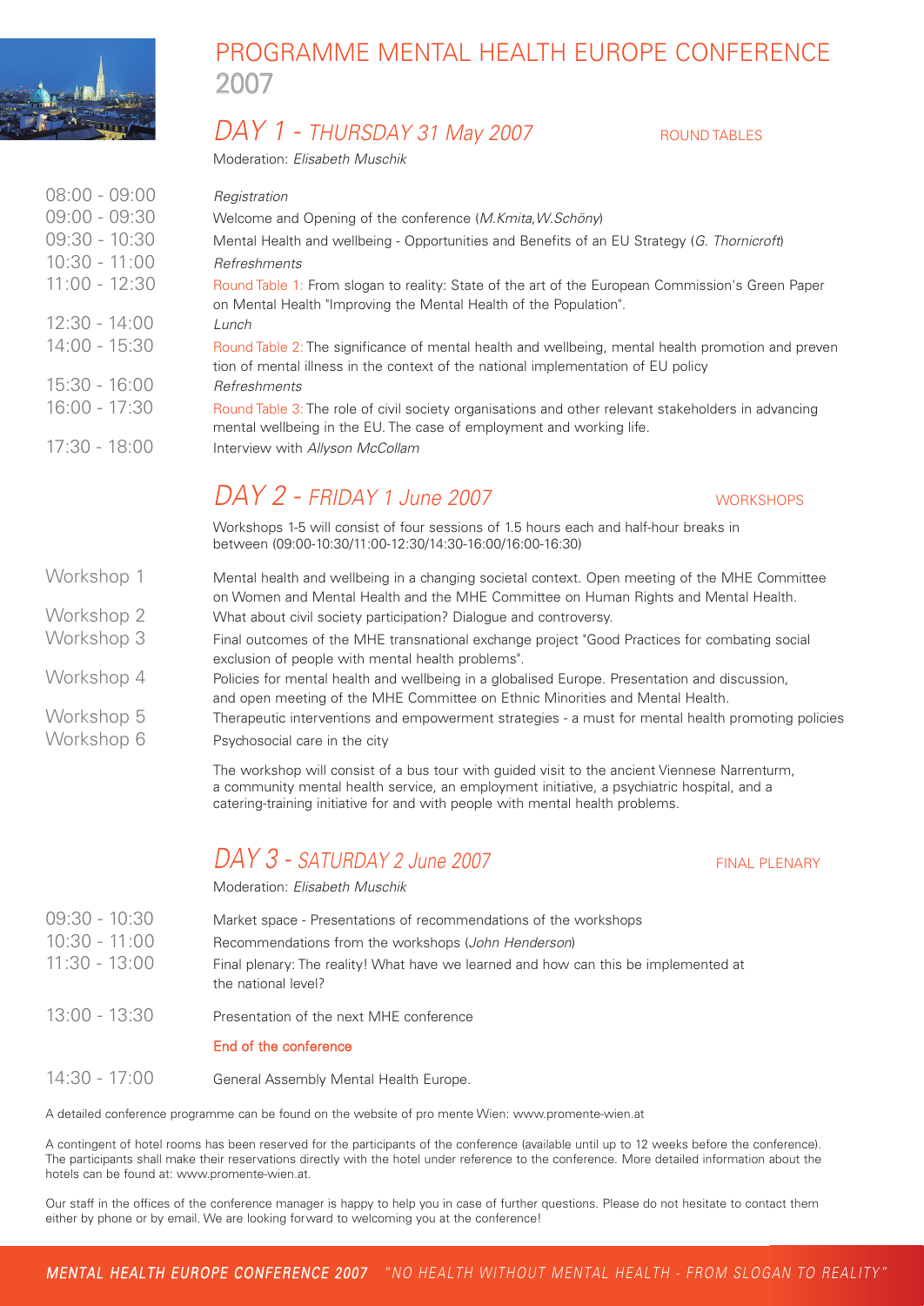# PROGRAMME MENTAL HEALTH EUROPE CONFERENCE 2007

## *DAY 1 - THURSDAY 31 May 2007*

ROUND TABLES

Moderation: *Elisabeth Muschik*

| | |
|---|---|
| 08:00 - 09:00 | *Registration* |
| 09:00 - 09:30 | Welcome and Opening of the conference (*M.Kmita,W.Schöny*) |
| 09:30 - 10:30 | Mental Health and wellbeing - Opportunities and Benefits of an EU Strategy (*G. Thornicroft*) |
| 10:30 - 11:00 | *Refreshments* |
| 11:00 - 12:30 | Round Table 1: From slogan to reality: State of the art of the European Commission's Green Paper on Mental Health "Improving the Mental Health of the Population". |
| 12:30 - 14:00 | *Lunch* |
| 14:00 - 15:30 | Round Table 2: The significance of mental health and wellbeing, mental health promotion and preven tion of mental illness in the context of the national implementation of EU policy |
| 15:30 - 16:00 | *Refreshments* |
| 16:00 - 17:30 | Round Table 3: The role of civil society organisations and other relevant stakeholders in advancing mental wellbeing in the EU. The case of employment and working life. |
| 17:30 - 18:00 | Interview with *Allyson McCollam* |

## *DAY 2 - FRIDAY 1 June 2007*

WORKSHOPS

Workshops 1-5 will consist of four sessions of 1.5 hours each and half-hour breaks in between (09:00-10:30/11:00-12:30/14:30-16:00/16:00-16:30)

| | |
|---|---|
| Workshop 1 | Mental health and wellbeing in a changing societal context. Open meeting of the MHE Committee on Women and Mental Health and the MHE Committee on Human Rights and Mental Health. |
| Workshop 2 | What about civil society participation? Dialogue and controversy. |
| Workshop 3 | Final outcomes of the MHE transnational exchange project "Good Practices for combating social exclusion of people with mental health problems". |
| Workshop 4 | Policies for mental health and wellbeing in a globalised Europe. Presentation and discussion, and open meeting of the MHE Committee on Ethnic Minorities and Mental Health. |
| Workshop 5 | Therapeutic interventions and empowerment strategies - a must for mental health promoting policies |
| Workshop 6 | Psychosocial care in the city |

The workshop will consist of a bus tour with guided visit to the ancient Viennese Narrenturm, a community mental health service, an employment initiative, a psychiatric hospital, and a catering-training initiative for and with people with mental health problems.

## *DAY 3 - SATURDAY 2 June 2007*

FINAL PLENARY

Moderation: *Elisabeth Muschik*

| | |
|---|---|
| 09:30 - 10:30 | Market space - Presentations of recommendations of the workshops |
| 10:30 - 11:00 | Recommendations from the workshops (*John Henderson*) |
| 11:30 - 13:00 | Final plenary: The reality! What have we learned and how can this be implemented at the national level? |
| 13:00 - 13:30 | Presentation of the next MHE conference |
| | **End of the conference** |
| 14:30 - 17:00 | General Assembly Mental Health Europe. |

A detailed conference programme can be found on the website of pro mente Wien: www.promente-wien.at

A contingent of hotel rooms has been reserved for the participants of the conference (available until up to 12 weeks before the conference). The participants shall make their reservations directly with the hotel under reference to the conference. More detailed information about the hotels can be found at: www.promente-wien.at.

Our staff in the offices of the conference manager is happy to help you in case of further questions. Please do not hesitate to contact them either by phone or by email. We are looking forward to welcoming you at the conference!

***MENTAL HEALTH EUROPE CONFERENCE 2007*** *"NO HEALTH WITHOUT MENTAL HEALTH - FROM SLOGAN TO REALITY"*